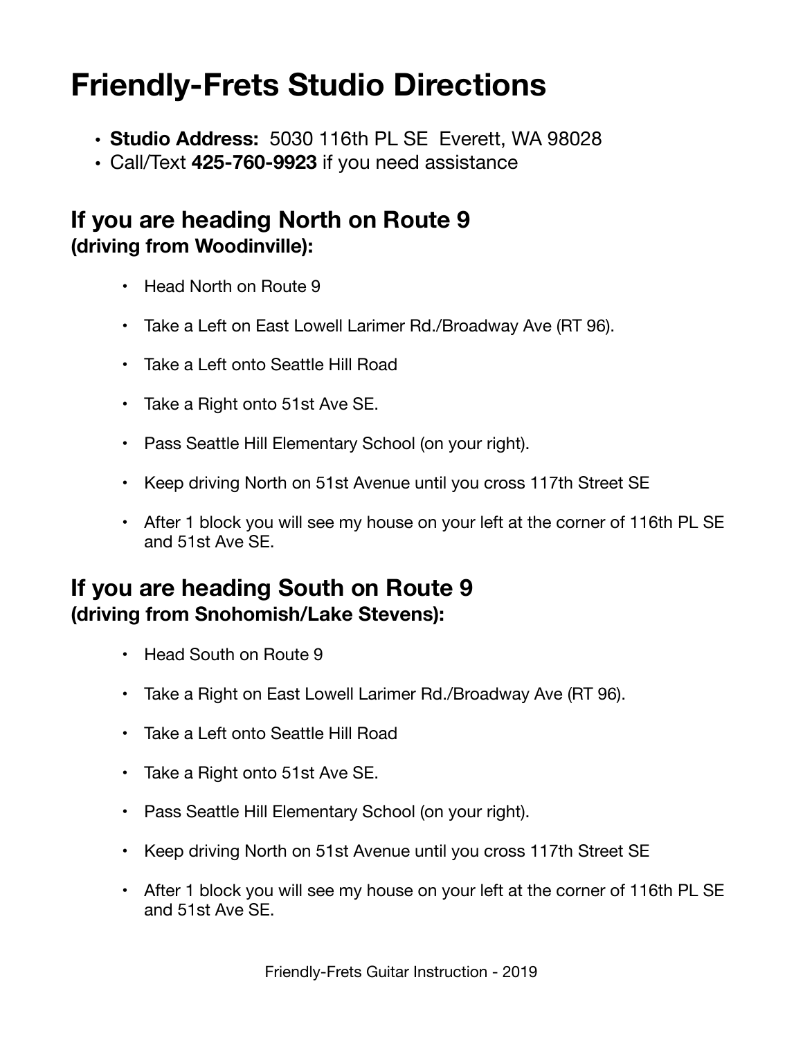# Friendly-Frets Studio Directions

- **Studio Address:** 5030 116th PL SE Everett, WA 98028
- Call/Text **425-760-9923** if you need assistance

## If you are heading North on Route 9
### (driving from Woodinville):

- Head North on Route 9
- Take a Left on East Lowell Larimer Rd./Broadway Ave (RT 96).
- Take a Left onto Seattle Hill Road
- Take a Right onto 51st Ave SE.
- Pass Seattle Hill Elementary School (on your right).
- Keep driving North on 51st Avenue until you cross 117th Street SE
- After 1 block you will see my house on your left at the corner of 116th PL SE and 51st Ave SE.

## If you are heading South on Route 9
### (driving from Snohomish/Lake Stevens):

- Head South on Route 9
- Take a Right on East Lowell Larimer Rd./Broadway Ave (RT 96).
- Take a Left onto Seattle Hill Road
- Take a Right onto 51st Ave SE.
- Pass Seattle Hill Elementary School (on your right).
- Keep driving North on 51st Avenue until you cross 117th Street SE
- After 1 block you will see my house on your left at the corner of 116th PL SE and 51st Ave SE.

Friendly-Frets Guitar Instruction - 2019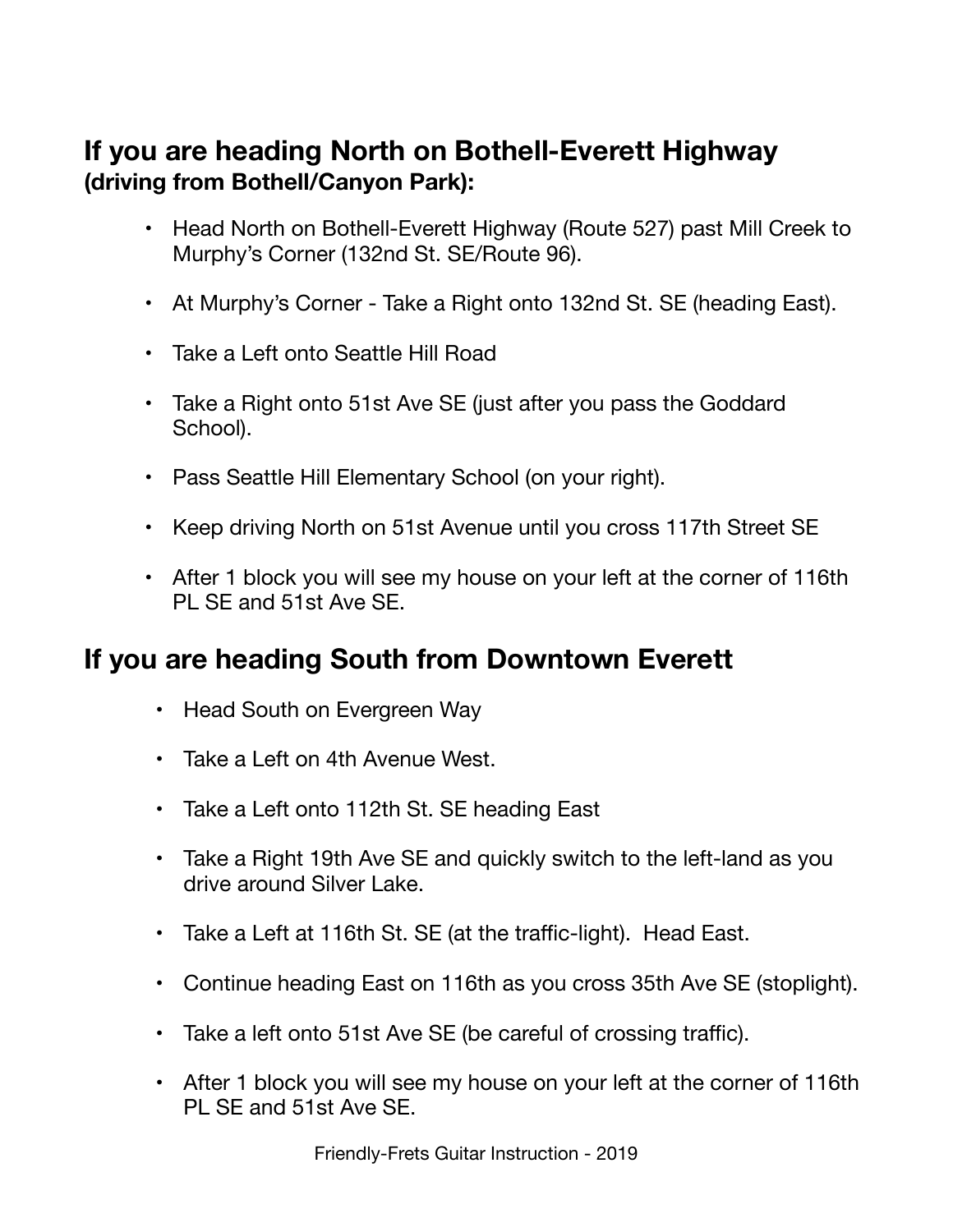## If you are heading North on Bothell-Everett Highway
**(driving from Bothell/Canyon Park):**

- Head North on Bothell-Everett Highway (Route 527) past Mill Creek to Murphy's Corner (132nd St. SE/Route 96).
- At Murphy's Corner - Take a Right onto 132nd St. SE (heading East).
- Take a Left onto Seattle Hill Road
- Take a Right onto 51st Ave SE (just after you pass the Goddard School).
- Pass Seattle Hill Elementary School (on your right).
- Keep driving North on 51st Avenue until you cross 117th Street SE
- After 1 block you will see my house on your left at the corner of 116th PL SE and 51st Ave SE.

## If you are heading South from Downtown Everett

- Head South on Evergreen Way
- Take a Left on 4th Avenue West.
- Take a Left onto 112th St. SE heading East
- Take a Right 19th Ave SE and quickly switch to the left-land as you drive around Silver Lake.
- Take a Left at 116th St. SE (at the traffic-light). Head East.
- Continue heading East on 116th as you cross 35th Ave SE (stoplight).
- Take a left onto 51st Ave SE (be careful of crossing traffic).
- After 1 block you will see my house on your left at the corner of 116th PL SE and 51st Ave SE.

Friendly-Frets Guitar Instruction - 2019